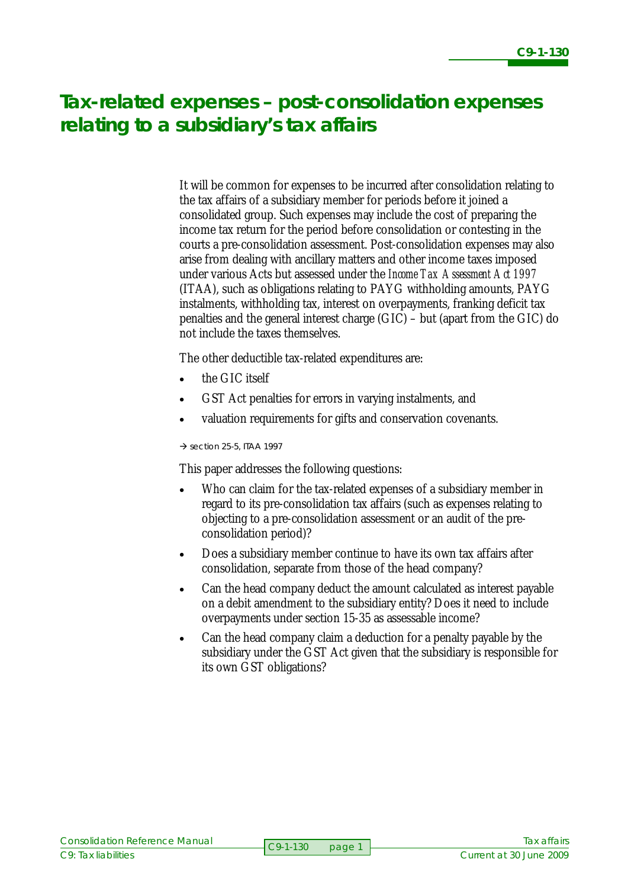# Tax-related expenses – post-consolidation expenses relating to a subsidiary's tax affairs

It will be common for expenses to be incurred after consolidation relating to the tax affairs of a subsidiary member for periods before it joined a consolidated group. Such expenses may include the cost of preparing the income tax return for the period before consolidation or contesting in the courts a pre-consolidation assessment. Post-consolidation expenses may also arise from dealing with ancillary matters and other income taxes imposed under various Acts but assessed under the *Income Tax Assessment Act 1997* (ITAA), such as obligations relating to PAYG withholding amounts, PAYG instalments, withholding tax, interest on overpayments, franking deficit tax penalties and the general interest charge (GIC) – but (apart from the GIC) do not include the taxes themselves.

The other deductible tax-related expenditures are:

- the GIC itself
- GST Act penalties for errors in varying instalments, and
- valuation requirements for gifts and conservation covenants.

→ section 25-5, ITAA 1997

This paper addresses the following questions:

- Who can claim for the tax-related expenses of a subsidiary member in regard to its pre-consolidation tax affairs (such as expenses relating to objecting to a pre-consolidation assessment or an audit of the pre-consolidation period)?
- Does a subsidiary member continue to have its own tax affairs after consolidation, separate from those of the head company?
- Can the head company deduct the amount calculated as interest payable on a debit amendment to the subsidiary entity? Does it need to include overpayments under section 15-35 as assessable income?
- Can the head company claim a deduction for a penalty payable by the subsidiary under the GST Act given that the subsidiary is responsible for its own GST obligations?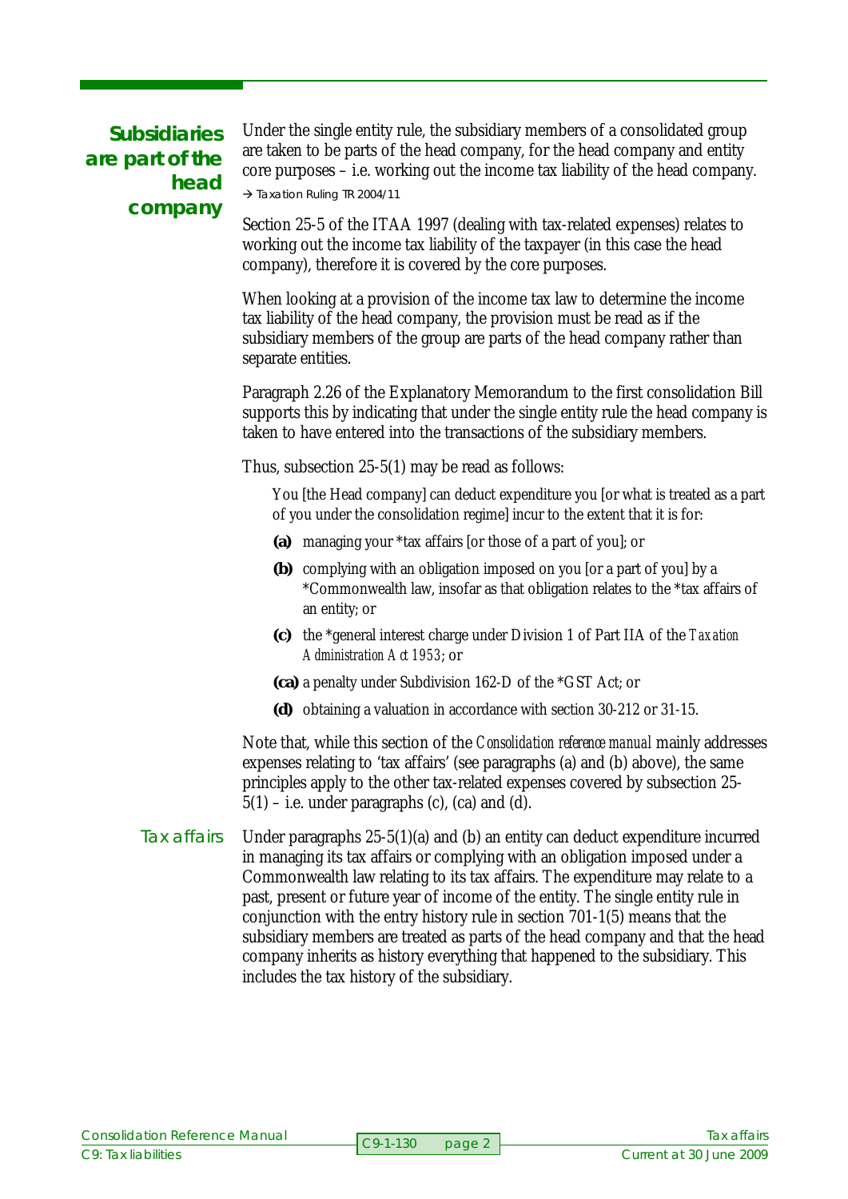## Subsidiaries are part of the head company

Under the single entity rule, the subsidiary members of a consolidated group are taken to be parts of the head company, for the head company and entity core purposes – i.e. working out the income tax liability of the head company.

→ Taxation Ruling TR 2004/11

Section 25-5 of the ITAA 1997 (dealing with tax-related expenses) relates to working out the income tax liability of the taxpayer (in this case the head company), therefore it is covered by the core purposes.

When looking at a provision of the income tax law to determine the income tax liability of the head company, the provision must be read as if the subsidiary members of the group are parts of the head company rather than separate entities.

Paragraph 2.26 of the Explanatory Memorandum to the first consolidation Bill supports this by indicating that under the single entity rule the head company is taken to have entered into the transactions of the subsidiary members.

Thus, subsection 25-5(1) may be read as follows:

> You [the Head company] can deduct expenditure you [or what is treated as a part of you under the consolidation regime] incur to the extent that it is for:
>
> **(a)** managing your *tax affairs [or those of a part of you]; or
>
> **(b)** complying with an obligation imposed on you [or a part of you] by a *Commonwealth law, insofar as that obligation relates to the *tax affairs of an entity; or
>
> **(c)** the *general interest charge under Division 1 of Part IIA of the *Taxation Administration Act 1953*; or
>
> **(ca)** a penalty under Subdivision 162-D of the *GST Act; or
>
> **(d)** obtaining a valuation in accordance with section 30-212 or 31-15.

Note that, while this section of the *Consolidation reference manual* mainly addresses expenses relating to 'tax affairs' (see paragraphs (a) and (b) above), the same principles apply to the other tax-related expenses covered by subsection 25-5(1) – i.e. under paragraphs (c), (ca) and (d).

### Tax affairs

Under paragraphs 25-5(1)(a) and (b) an entity can deduct expenditure incurred in managing its tax affairs or complying with an obligation imposed under a Commonwealth law relating to its tax affairs. The expenditure may relate to a past, present or future year of income of the entity. The single entity rule in conjunction with the entry history rule in section 701-1(5) means that the subsidiary members are treated as parts of the head company and that the head company inherits as history everything that happened to the subsidiary. This includes the tax history of the subsidiary.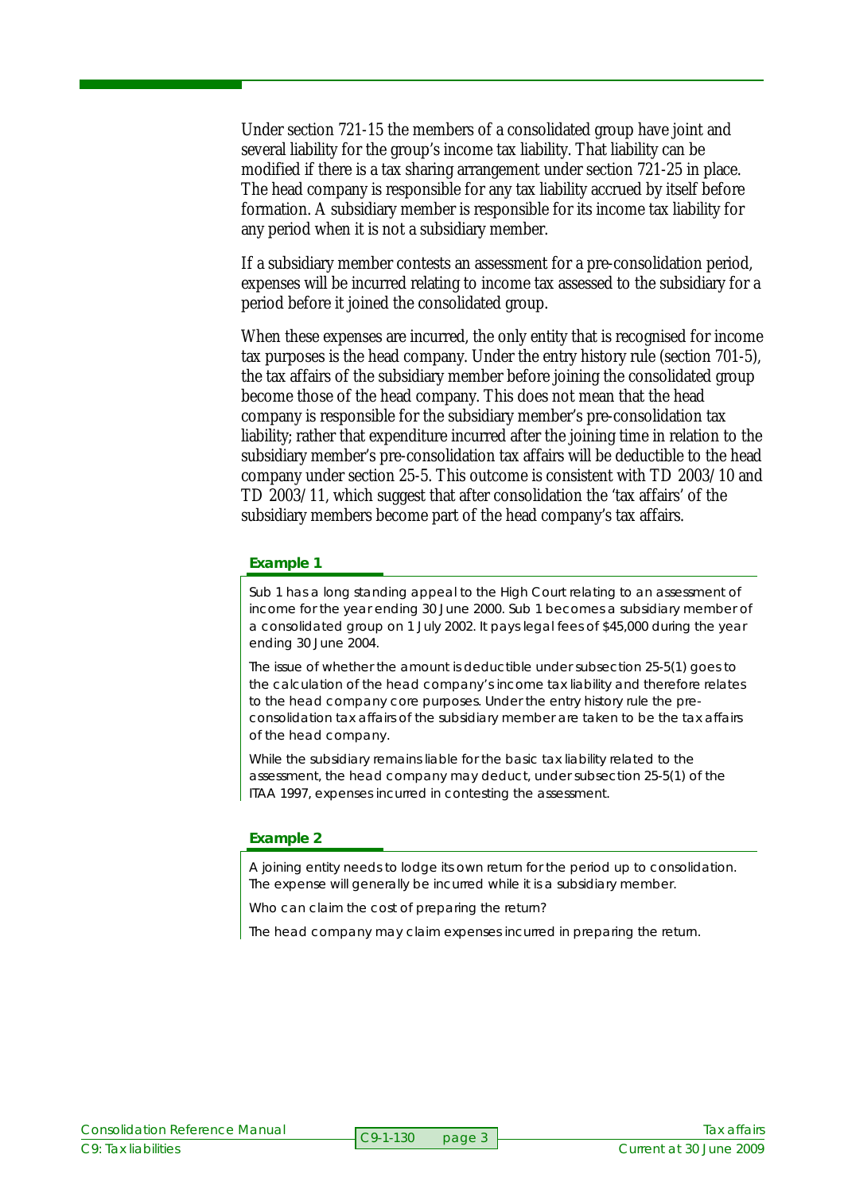Under section 721-15 the members of a consolidated group have joint and several liability for the group's income tax liability. That liability can be modified if there is a tax sharing arrangement under section 721-25 in place. The head company is responsible for any tax liability accrued by itself before formation. A subsidiary member is responsible for its income tax liability for any period when it is not a subsidiary member.

If a subsidiary member contests an assessment for a pre-consolidation period, expenses will be incurred relating to income tax assessed to the subsidiary for a period before it joined the consolidated group.

When these expenses are incurred, the only entity that is recognised for income tax purposes is the head company. Under the entry history rule (section 701-5), the tax affairs of the subsidiary member before joining the consolidated group become those of the head company. This does not mean that the head company is responsible for the subsidiary member's pre-consolidation tax liability; rather that expenditure incurred after the joining time in relation to the subsidiary member's pre-consolidation tax affairs will be deductible to the head company under section 25-5. This outcome is consistent with TD 2003/10 and TD 2003/11, which suggest that after consolidation the 'tax affairs' of the subsidiary members become part of the head company's tax affairs.

**Example 1**

Sub 1 has a long standing appeal to the High Court relating to an assessment of income for the year ending 30 June 2000. Sub 1 becomes a subsidiary member of a consolidated group on 1 July 2002. It pays legal fees of $45,000 during the year ending 30 June 2004.

The issue of whether the amount is deductible under subsection 25-5(1) goes to the calculation of the head company's income tax liability and therefore relates to the head company core purposes. Under the entry history rule the pre-consolidation tax affairs of the subsidiary member are taken to be the tax affairs of the head company.

While the subsidiary remains liable for the basic tax liability related to the assessment, the head company may deduct, under subsection 25-5(1) of the ITAA 1997, expenses incurred in contesting the assessment.

**Example 2**

A joining entity needs to lodge its own return for the period up to consolidation. The expense will generally be incurred while it is a subsidiary member.

Who can claim the cost of preparing the return?

The head company may claim expenses incurred in preparing the return.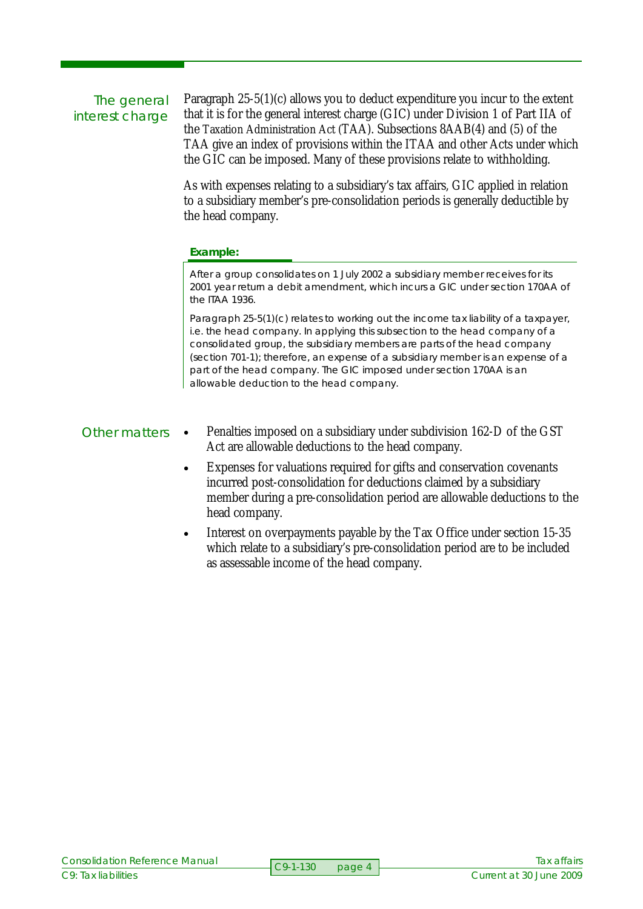## The general interest charge

Paragraph 25-5(1)(c) allows you to deduct expenditure you incur to the extent that it is for the general interest charge (GIC) under Division 1 of Part IIA of the *Taxation Administration Act* (TAA). Subsections 8AAB(4) and (5) of the TAA give an index of provisions within the ITAA and other Acts under which the GIC can be imposed. Many of these provisions relate to withholding.

As with expenses relating to a subsidiary's tax affairs, GIC applied in relation to a subsidiary member's pre-consolidation periods is generally deductible by the head company.

**Example:**

After a group consolidates on 1 July 2002 a subsidiary member receives for its 2001 year return a debit amendment, which incurs a GIC under section 170AA of the ITAA 1936.

Paragraph 25-5(1)(c) relates to working out the income tax liability of a taxpayer, i.e. the head company. In applying this subsection to the head company of a consolidated group, the subsidiary members are parts of the head company (section 701-1); therefore, an expense of a subsidiary member is an expense of a part of the head company. The GIC imposed under section 170AA is an allowable deduction to the head company.

## Other matters

- Penalties imposed on a subsidiary under subdivision 162-D of the GST Act are allowable deductions to the head company.
- Expenses for valuations required for gifts and conservation covenants incurred post-consolidation for deductions claimed by a subsidiary member during a pre-consolidation period are allowable deductions to the head company.
- Interest on overpayments payable by the Tax Office under section 15-35 which relate to a subsidiary's pre-consolidation period are to be included as assessable income of the head company.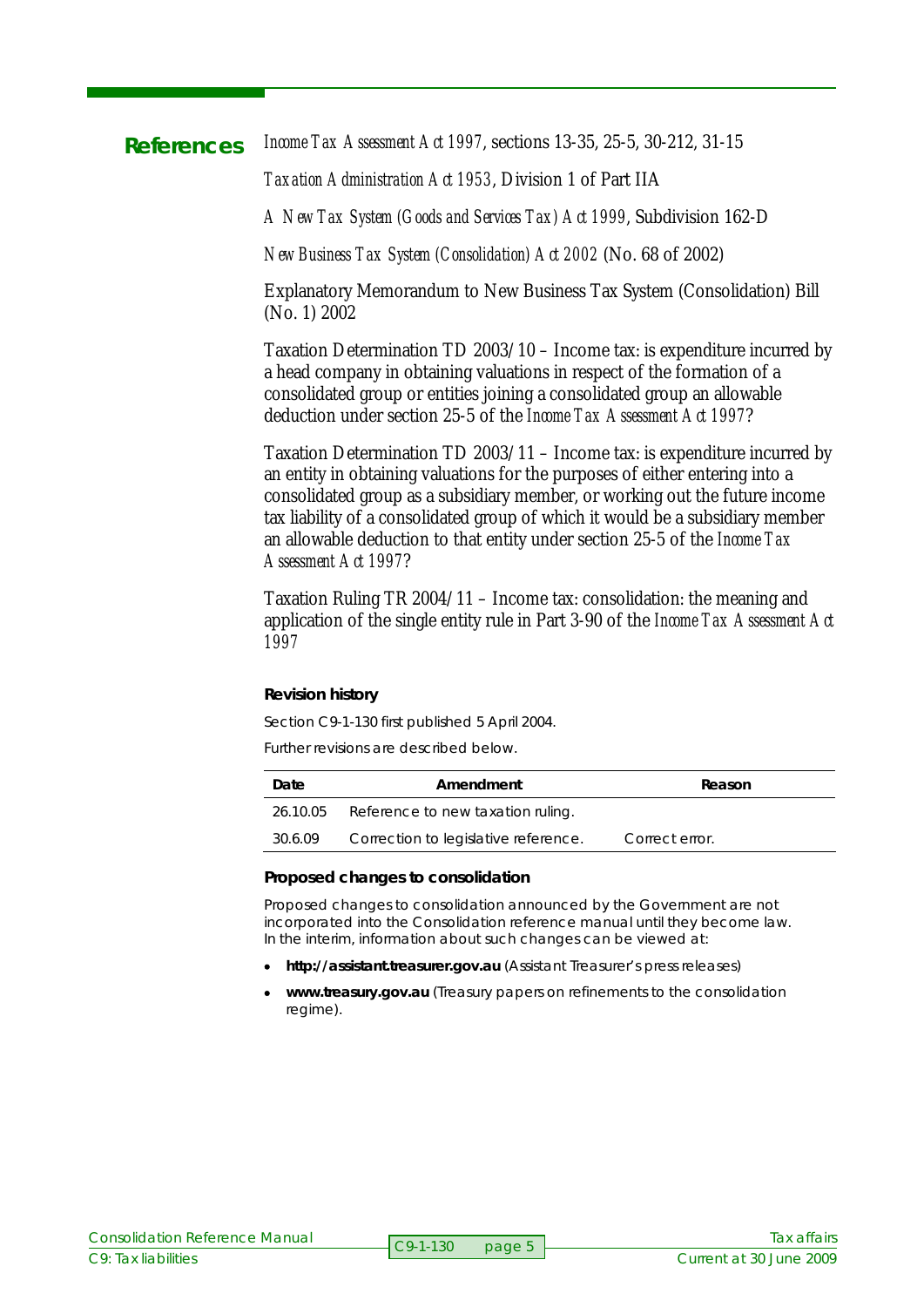## References

*Income Tax Assessment Act 1997*, sections 13-35, 25-5, 30-212, 31-15

*Taxation Administration Act 1953*, Division 1 of Part IIA

*A New Tax System (Goods and Services Tax) Act 1999*, Subdivision 162-D

*New Business Tax System (Consolidation) Act 2002* (No. 68 of 2002)

Explanatory Memorandum to New Business Tax System (Consolidation) Bill (No. 1) 2002

Taxation Determination TD 2003/10 – Income tax: is expenditure incurred by a head company in obtaining valuations in respect of the formation of a consolidated group or entities joining a consolidated group an allowable deduction under section 25-5 of the *Income Tax Assessment Act 1997*?

Taxation Determination TD 2003/11 – Income tax: is expenditure incurred by an entity in obtaining valuations for the purposes of either entering into a consolidated group as a subsidiary member, or working out the future income tax liability of a consolidated group of which it would be a subsidiary member an allowable deduction to that entity under section 25-5 of the *Income Tax Assessment Act 1997*?

Taxation Ruling TR 2004/11 – Income tax: consolidation: the meaning and application of the single entity rule in Part 3-90 of the *Income Tax Assessment Act 1997*

### Revision history

Section C9-1-130 first published 5 April 2004.

Further revisions are described below.

| Date | Amendment | Reason |
|---|---|---|
| 26.10.05 | Reference to new taxation ruling. | |
| 30.6.09 | Correction to legislative reference. | Correct error. |

### Proposed changes to consolidation

Proposed changes to consolidation announced by the Government are not incorporated into the Consolidation reference manual until they become law. In the interim, information about such changes can be viewed at:

- **http://assistant.treasurer.gov.au** (Assistant Treasurer's press releases)
- **www.treasury.gov.au** (Treasury papers on refinements to the consolidation regime).